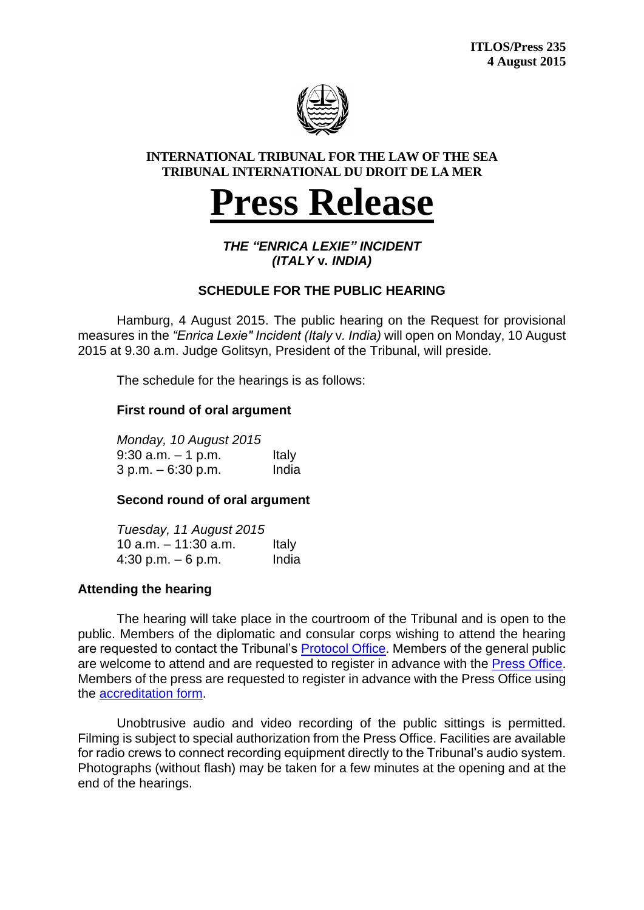**ITLOS/Press 235**
**4 August 2015**

**INTERNATIONAL TRIBUNAL FOR THE LAW OF THE SEA**
**TRIBUNAL INTERNATIONAL DU DROIT DE LA MER**

# Press Release

### *THE "ENRICA LEXIE" INCIDENT*
### *(ITALY* v. *INDIA)*

### SCHEDULE FOR THE PUBLIC HEARING

Hamburg, 4 August 2015. The public hearing on the Request for provisional measures in the *"Enrica Lexie" Incident (Italy* v. *India)* will open on Monday, 10 August 2015 at 9.30 a.m. Judge Golitsyn, President of the Tribunal, will preside.

The schedule for the hearings is as follows:

**First round of oral argument**

*Monday, 10 August 2015*

| | |
|---|---|
| 9:30 a.m. – 1 p.m. | Italy |
| 3 p.m. – 6:30 p.m. | India |

**Second round of oral argument**

*Tuesday, 11 August 2015*

| | |
|---|---|
| 10 a.m. – 11:30 a.m. | Italy |
| 4:30 p.m. – 6 p.m. | India |

**Attending the hearing**

The hearing will take place in the courtroom of the Tribunal and is open to the public. Members of the diplomatic and consular corps wishing to attend the hearing are requested to contact the Tribunal's Protocol Office. Members of the general public are welcome to attend and are requested to register in advance with the Press Office. Members of the press are requested to register in advance with the Press Office using the accreditation form.

Unobtrusive audio and video recording of the public sittings is permitted. Filming is subject to special authorization from the Press Office. Facilities are available for radio crews to connect recording equipment directly to the Tribunal's audio system. Photographs (without flash) may be taken for a few minutes at the opening and at the end of the hearings.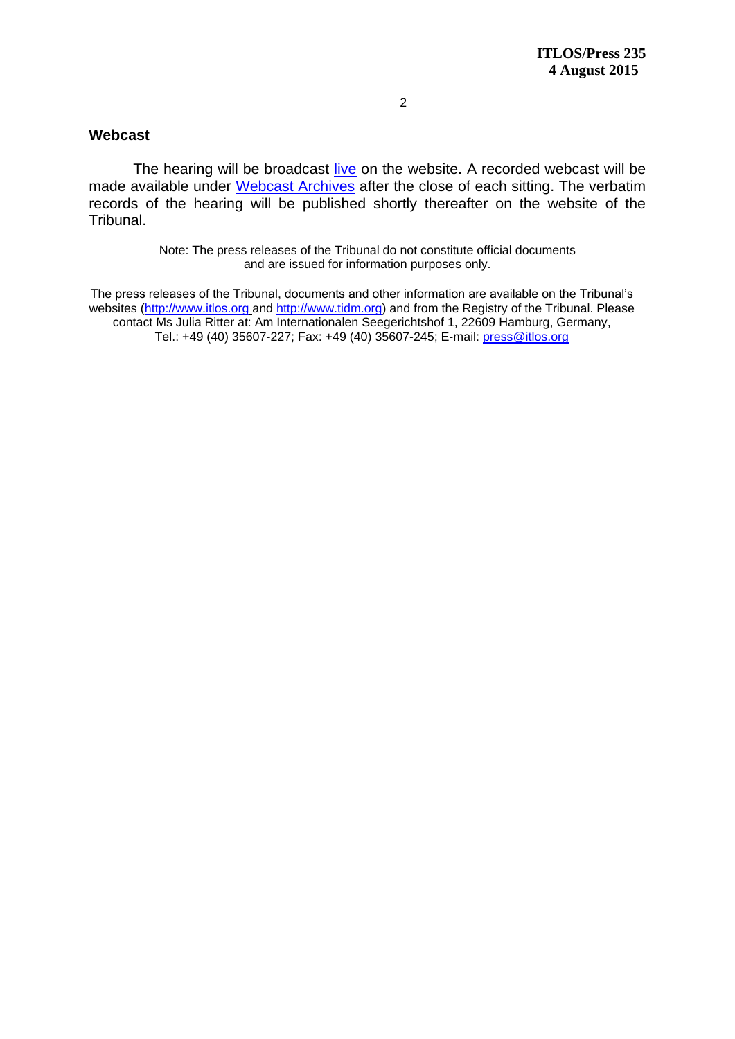## Webcast

The hearing will be broadcast live on the website. A recorded webcast will be made available under Webcast Archives after the close of each sitting. The verbatim records of the hearing will be published shortly thereafter on the website of the Tribunal.

Note: The press releases of the Tribunal do not constitute official documents and are issued for information purposes only.

The press releases of the Tribunal, documents and other information are available on the Tribunal's websites (http://www.itlos.org and http://www.tidm.org) and from the Registry of the Tribunal. Please contact Ms Julia Ritter at: Am Internationalen Seegerichtshof 1, 22609 Hamburg, Germany, Tel.: +49 (40) 35607-227; Fax: +49 (40) 35607-245; E-mail: press@itlos.org